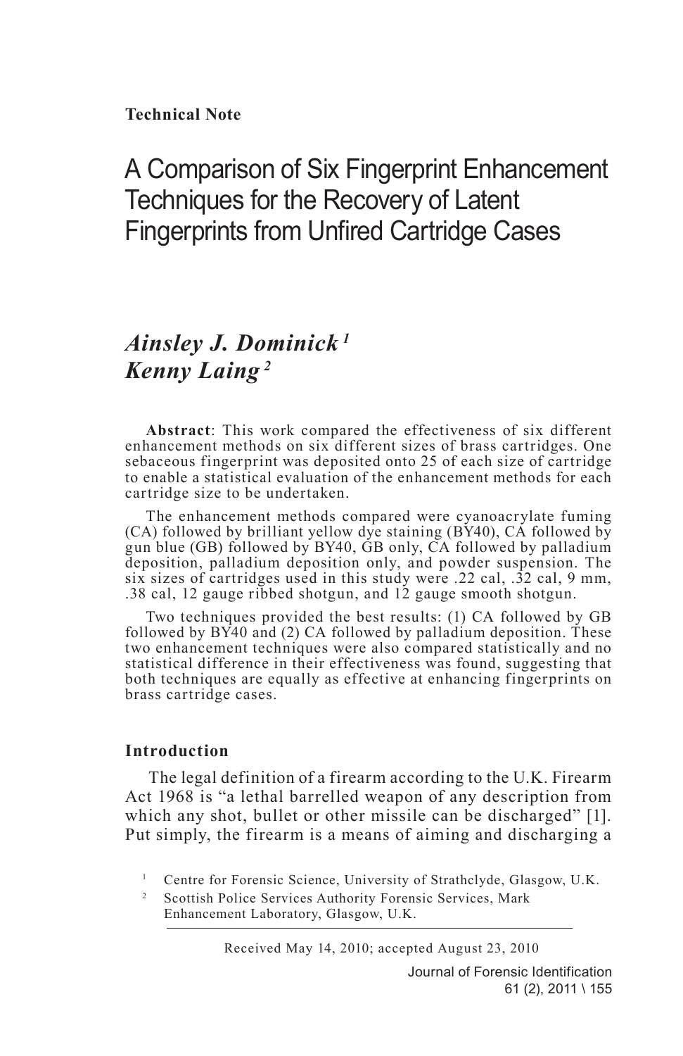**Technical Note**

# A Comparison of Six Fingerprint Enhancement Techniques for the Recovery of Latent Fingerprints from Unfired Cartridge Cases

***Ainsley J. Dominick*** [1]
***Kenny Laing*** [2]

**Abstract**: This work compared the effectiveness of six different enhancement methods on six different sizes of brass cartridges. One sebaceous fingerprint was deposited onto 25 of each size of cartridge to enable a statistical evaluation of the enhancement methods for each cartridge size to be undertaken.

The enhancement methods compared were cyanoacrylate fuming (CA) followed by brilliant yellow dye staining (BY40), CA followed by gun blue (GB) followed by BY40, GB only, CA followed by palladium deposition, palladium deposition only, and powder suspension. The six sizes of cartridges used in this study were .22 cal, .32 cal, 9 mm, .38 cal, 12 gauge ribbed shotgun, and 12 gauge smooth shotgun.

Two techniques provided the best results: (1) CA followed by GB followed by BY40 and (2) CA followed by palladium deposition. These two enhancement techniques were also compared statistically and no statistical difference in their effectiveness was found, suggesting that both techniques are equally as effective at enhancing fingerprints on brass cartridge cases.

## Introduction

The legal definition of a firearm according to the U.K. Firearm Act 1968 is "a lethal barrelled weapon of any description from which any shot, bullet or other missile can be discharged" [1]. Put simply, the firearm is a means of aiming and discharging a

[1] Centre for Forensic Science, University of Strathclyde, Glasgow, U.K.

[2] Scottish Police Services Authority Forensic Services, Mark Enhancement Laboratory, Glasgow, U.K.

Received May 14, 2010; accepted August 23, 2010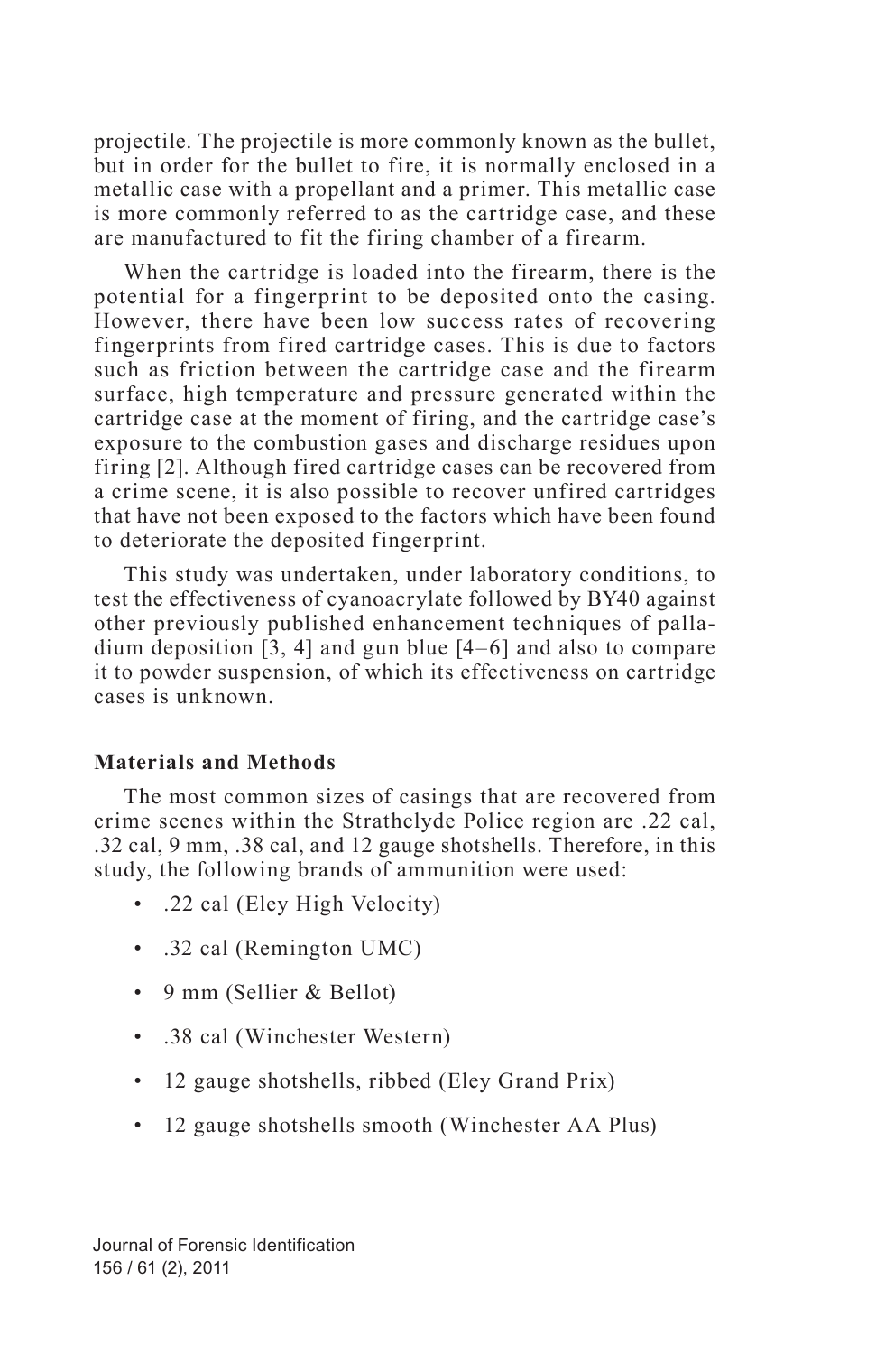projectile. The projectile is more commonly known as the bullet, but in order for the bullet to fire, it is normally enclosed in a metallic case with a propellant and a primer. This metallic case is more commonly referred to as the cartridge case, and these are manufactured to fit the firing chamber of a firearm.

When the cartridge is loaded into the firearm, there is the potential for a fingerprint to be deposited onto the casing. However, there have been low success rates of recovering fingerprints from fired cartridge cases. This is due to factors such as friction between the cartridge case and the firearm surface, high temperature and pressure generated within the cartridge case at the moment of firing, and the cartridge case's exposure to the combustion gases and discharge residues upon firing [2]. Although fired cartridge cases can be recovered from a crime scene, it is also possible to recover unfired cartridges that have not been exposed to the factors which have been found to deteriorate the deposited fingerprint.

This study was undertaken, under laboratory conditions, to test the effectiveness of cyanoacrylate followed by BY40 against other previously published enhancement techniques of palladium deposition [3, 4] and gun blue [4–6] and also to compare it to powder suspension, of which its effectiveness on cartridge cases is unknown.

### Materials and Methods

The most common sizes of casings that are recovered from crime scenes within the Strathclyde Police region are .22 cal, .32 cal, 9 mm, .38 cal, and 12 gauge shotshells. Therefore, in this study, the following brands of ammunition were used:

- .22 cal (Eley High Velocity)
- .32 cal (Remington UMC)
- 9 mm (Sellier & Bellot)
- .38 cal (Winchester Western)
- 12 gauge shotshells, ribbed (Eley Grand Prix)
- 12 gauge shotshells smooth (Winchester AA Plus)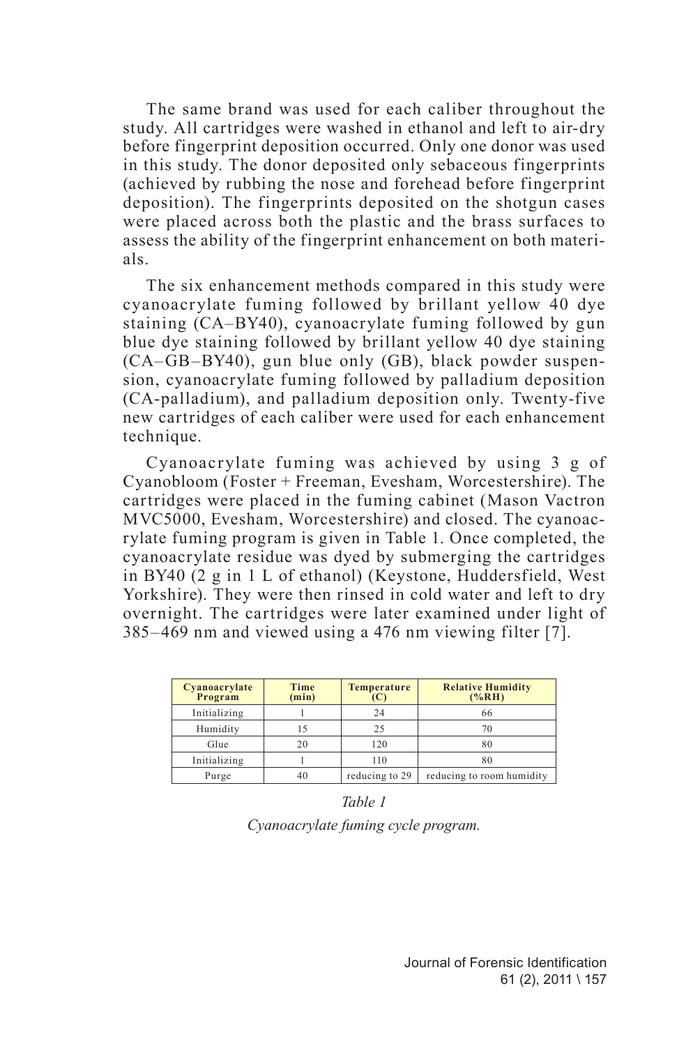The same brand was used for each caliber throughout the study. All cartridges were washed in ethanol and left to air-dry before fingerprint deposition occurred. Only one donor was used in this study. The donor deposited only sebaceous fingerprints (achieved by rubbing the nose and forehead before fingerprint deposition). The fingerprints deposited on the shotgun cases were placed across both the plastic and the brass surfaces to assess the ability of the fingerprint enhancement on both materials.

The six enhancement methods compared in this study were cyanoacrylate fuming followed by brillant yellow 40 dye staining (CA–BY40), cyanoacrylate fuming followed by gun blue dye staining followed by brillant yellow 40 dye staining (CA–GB–BY40), gun blue only (GB), black powder suspension, cyanoacrylate fuming followed by palladium deposition (CA-palladium), and palladium deposition only. Twenty-five new cartridges of each caliber were used for each enhancement technique.

Cyanoacrylate fuming was achieved by using 3 g of Cyanobloom (Foster + Freeman, Evesham, Worcestershire). The cartridges were placed in the fuming cabinet (Mason Vactron MVC5000, Evesham, Worcestershire) and closed. The cyanoacrylate fuming program is given in Table 1. Once completed, the cyanoacrylate residue was dyed by submerging the cartridges in BY40 (2 g in 1 L of ethanol) (Keystone, Huddersfield, West Yorkshire). They were then rinsed in cold water and left to dry overnight. The cartridges were later examined under light of 385–469 nm and viewed using a 476 nm viewing filter [7].

| Cyanoacrylate Program | Time (min) | Temperature (C) | Relative Humidity (%RH) |
|---|---|---|---|
| Initializing | 1 | 24 | 66 |
| Humidity | 15 | 25 | 70 |
| Glue | 20 | 120 | 80 |
| Initializing | 1 | 110 | 80 |
| Purge | 40 | reducing to 29 | reducing to room humidity |

*Table 1*

*Cyanoacrylate fuming cycle program.*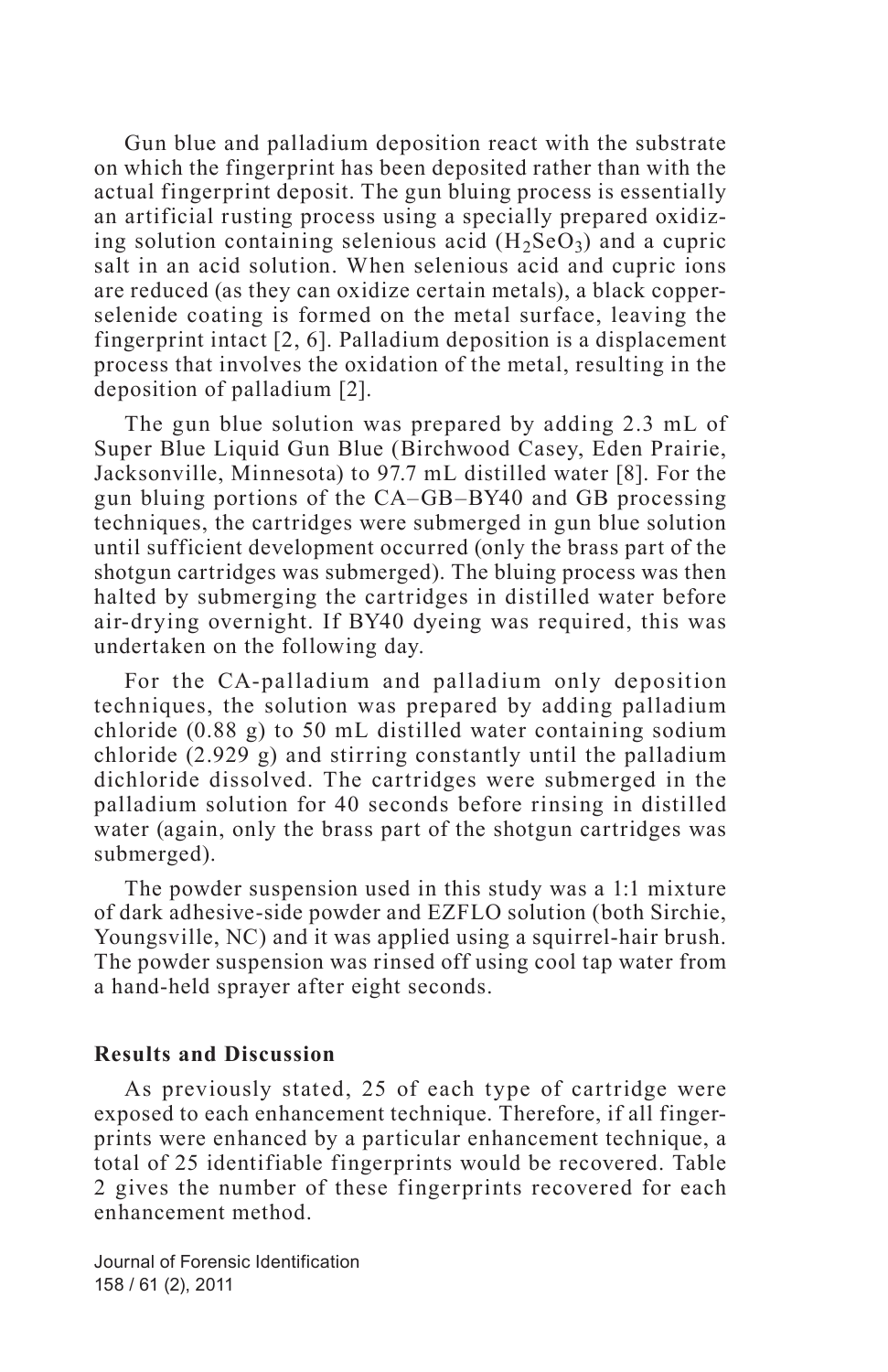Gun blue and palladium deposition react with the substrate on which the fingerprint has been deposited rather than with the actual fingerprint deposit. The gun bluing process is essentially an artificial rusting process using a specially prepared oxidizing solution containing selenious acid ($H_2SeO_3$) and a cupric salt in an acid solution. When selenious acid and cupric ions are reduced (as they can oxidize certain metals), a black copper-selenide coating is formed on the metal surface, leaving the fingerprint intact [2, 6]. Palladium deposition is a displacement process that involves the oxidation of the metal, resulting in the deposition of palladium [2].

The gun blue solution was prepared by adding 2.3 mL of Super Blue Liquid Gun Blue (Birchwood Casey, Eden Prairie, Jacksonville, Minnesota) to 97.7 mL distilled water [8]. For the gun bluing portions of the CA–GB–BY40 and GB processing techniques, the cartridges were submerged in gun blue solution until sufficient development occurred (only the brass part of the shotgun cartridges was submerged). The bluing process was then halted by submerging the cartridges in distilled water before air-drying overnight. If BY40 dyeing was required, this was undertaken on the following day.

For the CA-palladium and palladium only deposition techniques, the solution was prepared by adding palladium chloride (0.88 g) to 50 mL distilled water containing sodium chloride (2.929 g) and stirring constantly until the palladium dichloride dissolved. The cartridges were submerged in the palladium solution for 40 seconds before rinsing in distilled water (again, only the brass part of the shotgun cartridges was submerged).

The powder suspension used in this study was a 1:1 mixture of dark adhesive-side powder and EZFLO solution (both Sirchie, Youngsville, NC) and it was applied using a squirrel-hair brush. The powder suspension was rinsed off using cool tap water from a hand-held sprayer after eight seconds.

## Results and Discussion

As previously stated, 25 of each type of cartridge were exposed to each enhancement technique. Therefore, if all fingerprints were enhanced by a particular enhancement technique, a total of 25 identifiable fingerprints would be recovered. Table 2 gives the number of these fingerprints recovered for each enhancement method.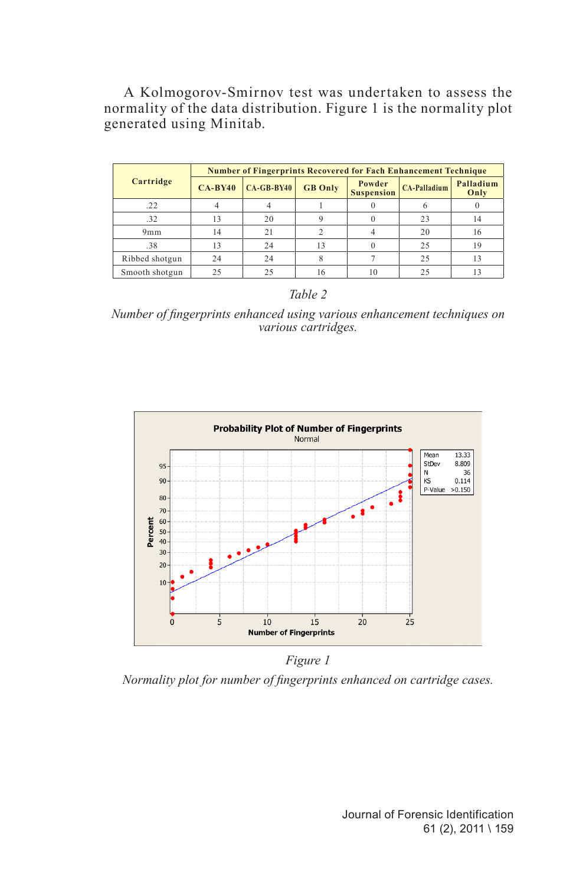A Kolmogorov-Smirnov test was undertaken to assess the normality of the data distribution. Figure 1 is the normality plot generated using Minitab.

| Cartridge | Number of Fingerprints Recovered for Fach Enhancement Technique | | | | | |
|---|---|---|---|---|---|---|
| | CA-BY40 | CA-GB-BY40 | GB Only | Powder Suspension | CA-Palladium | Palladium Only |
| .22 | 4 | 4 | 1 | 0 | 6 | 0 |
| .32 | 13 | 20 | 9 | 0 | 23 | 14 |
| 9mm | 14 | 21 | 2 | 4 | 20 | 16 |
| .38 | 13 | 24 | 13 | 0 | 25 | 19 |
| Ribbed shotgun | 24 | 24 | 8 | 7 | 25 | 13 |
| Smooth shotgun | 25 | 25 | 16 | 10 | 25 | 13 |

*Table 2*

*Number of fingerprints enhanced using various enhancement techniques on various cartridges.*

**Probability Plot of Number of Fingerprints**
Normal

| | |
|---|---|
| Mean | 13.33 |
| StDev | 8.809 |
| N | 36 |
| KS | 0.114 |
| P-Value | >0.150 |

*Figure 1*

*Normality plot for number of fingerprints enhanced on cartridge cases.*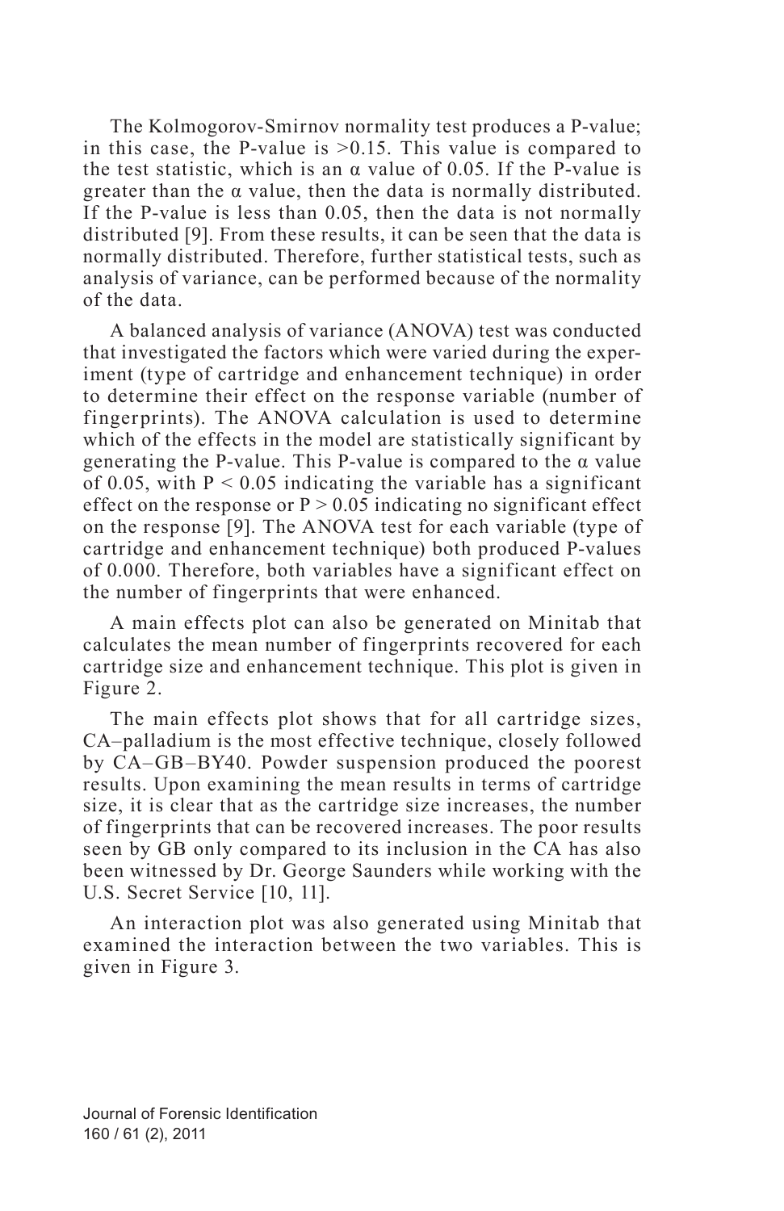The Kolmogorov-Smirnov normality test produces a P-value; in this case, the P-value is >0.15. This value is compared to the test statistic, which is an $\alpha$ value of 0.05. If the P-value is greater than the $\alpha$ value, then the data is normally distributed. If the P-value is less than 0.05, then the data is not normally distributed [9]. From these results, it can be seen that the data is normally distributed. Therefore, further statistical tests, such as analysis of variance, can be performed because of the normality of the data.

A balanced analysis of variance (ANOVA) test was conducted that investigated the factors which were varied during the experiment (type of cartridge and enhancement technique) in order to determine their effect on the response variable (number of fingerprints). The ANOVA calculation is used to determine which of the effects in the model are statistically significant by generating the P-value. This P-value is compared to the $\alpha$ value of 0.05, with $P < 0.05$ indicating the variable has a significant effect on the response or $P > 0.05$ indicating no significant effect on the response [9]. The ANOVA test for each variable (type of cartridge and enhancement technique) both produced P-values of 0.000. Therefore, both variables have a significant effect on the number of fingerprints that were enhanced.

A main effects plot can also be generated on Minitab that calculates the mean number of fingerprints recovered for each cartridge size and enhancement technique. This plot is given in Figure 2.

The main effects plot shows that for all cartridge sizes, CA–palladium is the most effective technique, closely followed by CA–GB–BY40. Powder suspension produced the poorest results. Upon examining the mean results in terms of cartridge size, it is clear that as the cartridge size increases, the number of fingerprints that can be recovered increases. The poor results seen by GB only compared to its inclusion in the CA has also been witnessed by Dr. George Saunders while working with the U.S. Secret Service [10, 11].

An interaction plot was also generated using Minitab that examined the interaction between the two variables. This is given in Figure 3.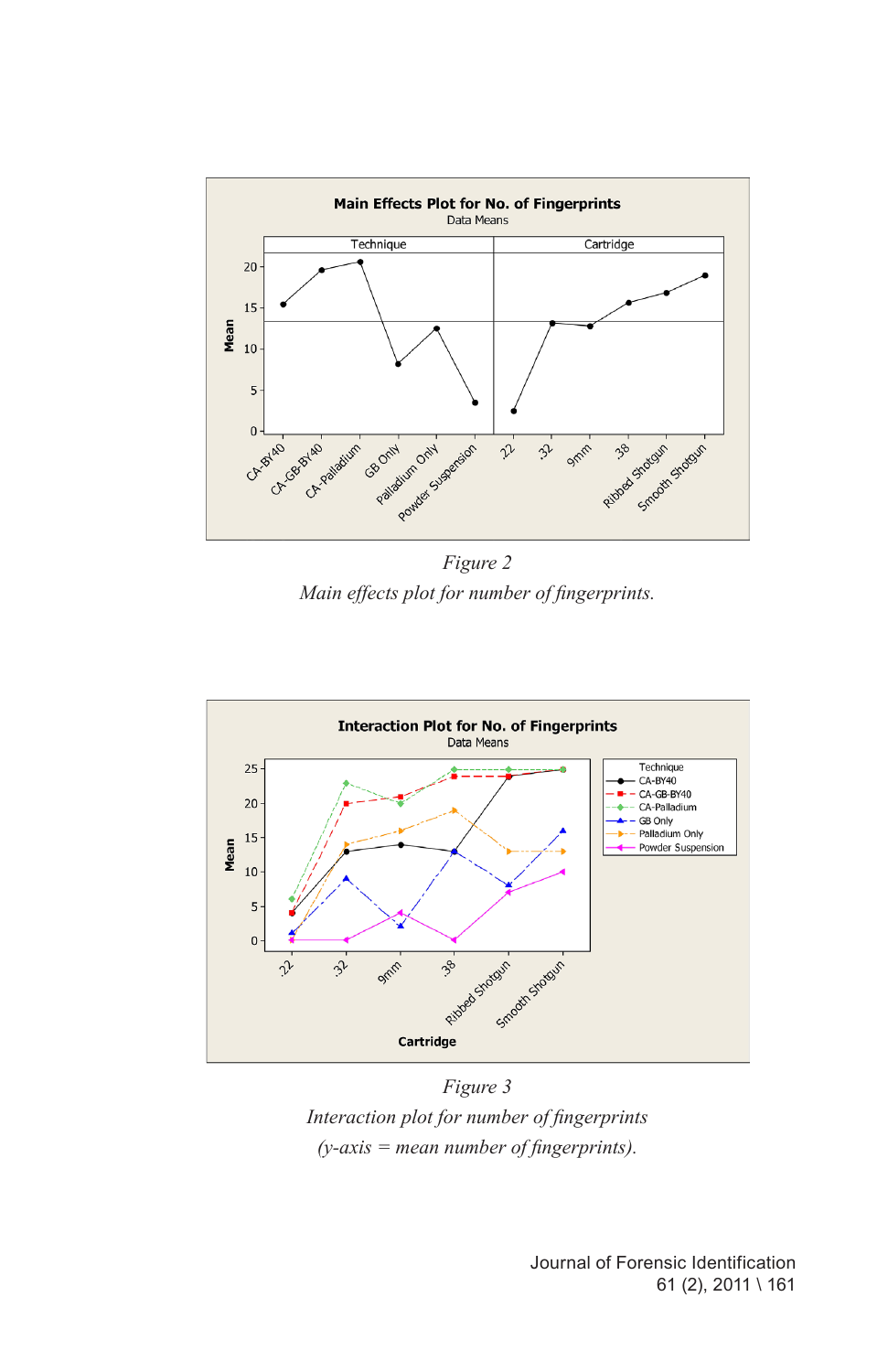*Figure 2*

*Main effects plot for number of fingerprints.*

*Figure 3*

*Interaction plot for number of fingerprints (y-axis = mean number of fingerprints).*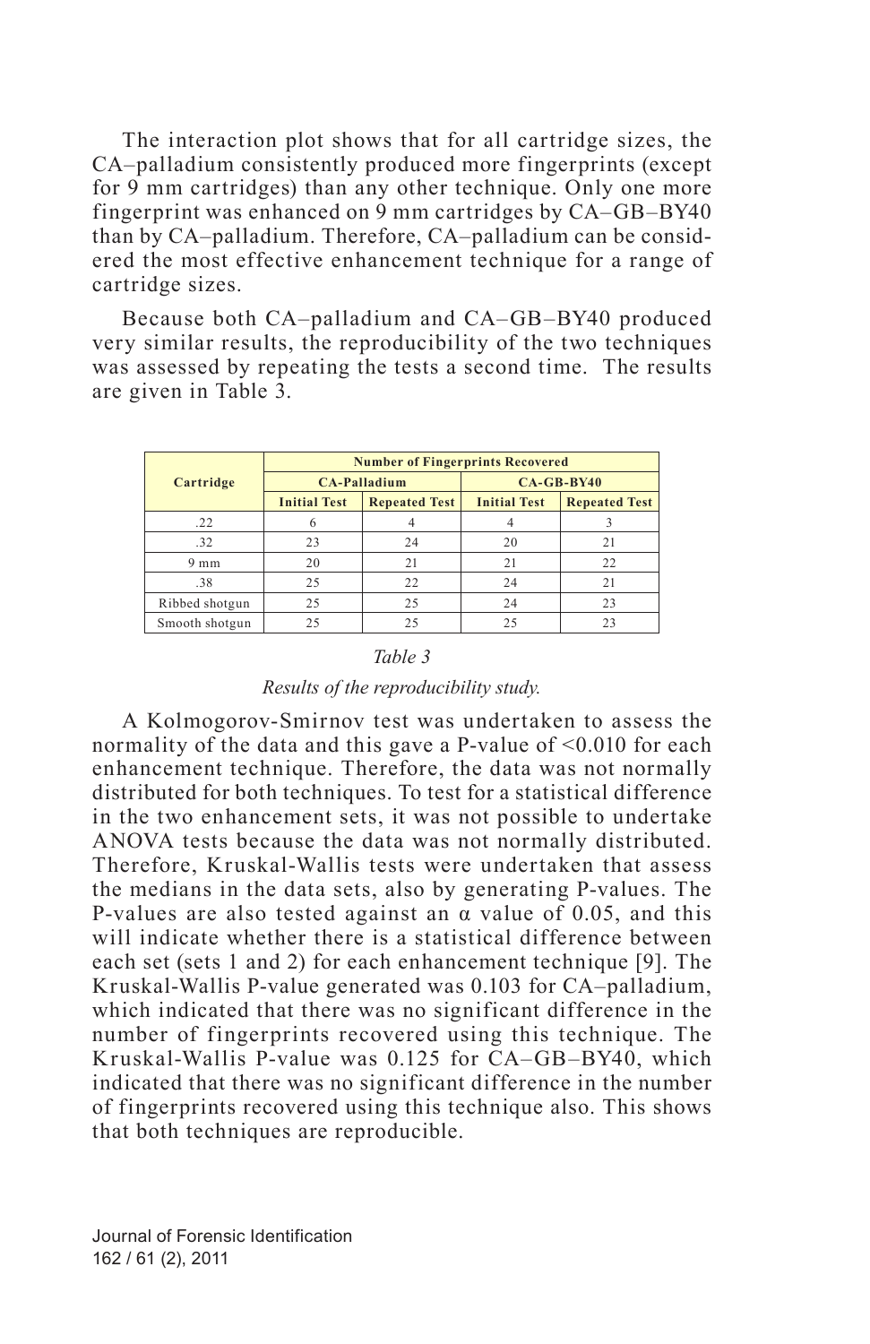The interaction plot shows that for all cartridge sizes, the CA–palladium consistently produced more fingerprints (except for 9 mm cartridges) than any other technique. Only one more fingerprint was enhanced on 9 mm cartridges by CA–GB–BY40 than by CA–palladium. Therefore, CA–palladium can be considered the most effective enhancement technique for a range of cartridge sizes.

Because both CA–palladium and CA–GB–BY40 produced very similar results, the reproducibility of the two techniques was assessed by repeating the tests a second time. The results are given in Table 3.

| Cartridge | Number of Fingerprints Recovered | | | |
|---|---|---|---|---|
| | CA-Palladium | | CA-GB-BY40 | |
| | Initial Test | Repeated Test | Initial Test | Repeated Test |
| .22 | 6 | 4 | 4 | 3 |
| .32 | 23 | 24 | 20 | 21 |
| 9 mm | 20 | 21 | 21 | 22 |
| .38 | 25 | 22 | 24 | 21 |
| Ribbed shotgun | 25 | 25 | 24 | 23 |
| Smooth shotgun | 25 | 25 | 25 | 23 |

*Table 3*

*Results of the reproducibility study.*

A Kolmogorov-Smirnov test was undertaken to assess the normality of the data and this gave a P-value of <0.010 for each enhancement technique. Therefore, the data was not normally distributed for both techniques. To test for a statistical difference in the two enhancement sets, it was not possible to undertake ANOVA tests because the data was not normally distributed. Therefore, Kruskal-Wallis tests were undertaken that assess the medians in the data sets, also by generating P-values. The P-values are also tested against an $\alpha$ value of 0.05, and this will indicate whether there is a statistical difference between each set (sets 1 and 2) for each enhancement technique [9]. The Kruskal-Wallis P-value generated was 0.103 for CA–palladium, which indicated that there was no significant difference in the number of fingerprints recovered using this technique. The Kruskal-Wallis P-value was 0.125 for CA–GB–BY40, which indicated that there was no significant difference in the number of fingerprints recovered using this technique also. This shows that both techniques are reproducible.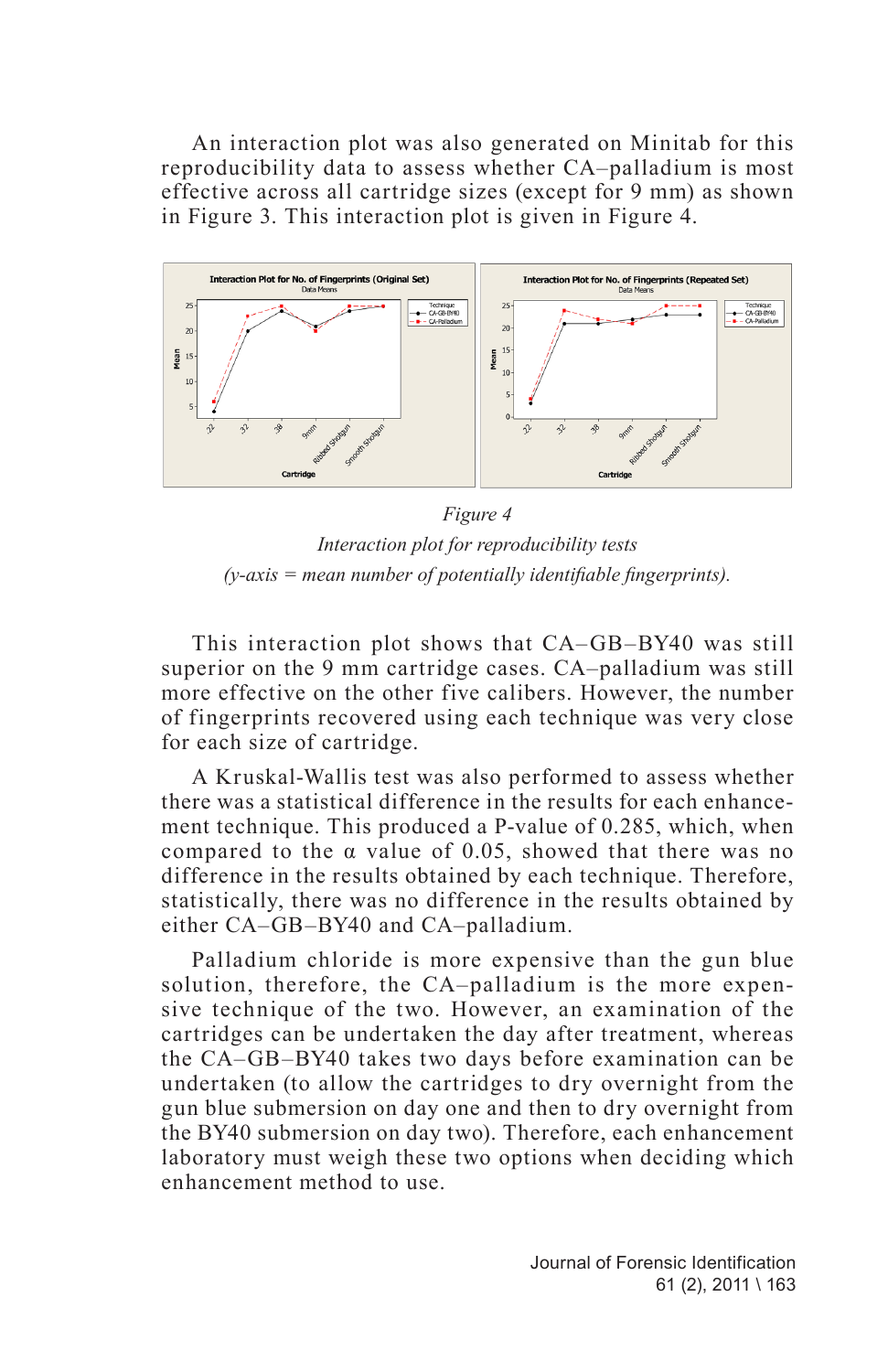An interaction plot was also generated on Minitab for this reproducibility data to assess whether CA–palladium is most effective across all cartridge sizes (except for 9 mm) as shown in Figure 3. This interaction plot is given in Figure 4.

*Figure 4*

*Interaction plot for reproducibility tests*

*(y-axis = mean number of potentially identifiable fingerprints).*

This interaction plot shows that CA–GB–BY40 was still superior on the 9 mm cartridge cases. CA–palladium was still more effective on the other five calibers. However, the number of fingerprints recovered using each technique was very close for each size of cartridge.

A Kruskal-Wallis test was also performed to assess whether there was a statistical difference in the results for each enhancement technique. This produced a P-value of 0.285, which, when compared to the $\alpha$ value of 0.05, showed that there was no difference in the results obtained by each technique. Therefore, statistically, there was no difference in the results obtained by either CA–GB–BY40 and CA–palladium.

Palladium chloride is more expensive than the gun blue solution, therefore, the CA–palladium is the more expensive technique of the two. However, an examination of the cartridges can be undertaken the day after treatment, whereas the CA–GB–BY40 takes two days before examination can be undertaken (to allow the cartridges to dry overnight from the gun blue submersion on day one and then to dry overnight from the BY40 submersion on day two). Therefore, each enhancement laboratory must weigh these two options when deciding which enhancement method to use.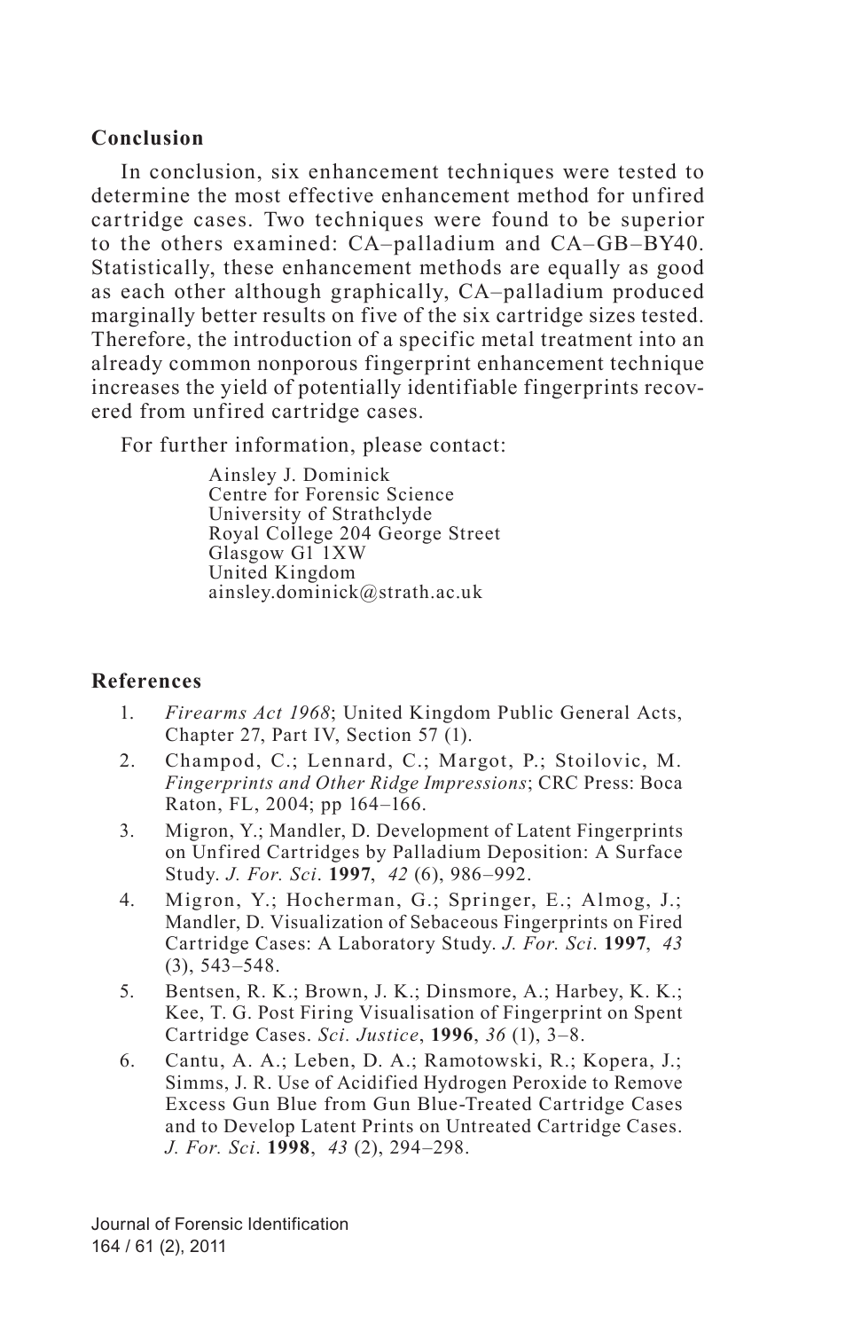## Conclusion

In conclusion, six enhancement techniques were tested to determine the most effective enhancement method for unfired cartridge cases. Two techniques were found to be superior to the others examined: CA–palladium and CA–GB–BY40. Statistically, these enhancement methods are equally as good as each other although graphically, CA–palladium produced marginally better results on five of the six cartridge sizes tested. Therefore, the introduction of a specific metal treatment into an already common nonporous fingerprint enhancement technique increases the yield of potentially identifiable fingerprints recovered from unfired cartridge cases.

For further information, please contact:

Ainsley J. Dominick
Centre for Forensic Science
University of Strathclyde
Royal College 204 George Street
Glasgow G1 1XW
United Kingdom
ainsley.dominick@strath.ac.uk

## References

1. *Firearms Act 1968*; United Kingdom Public General Acts, Chapter 27, Part IV, Section 57 (1).
2. Champod, C.; Lennard, C.; Margot, P.; Stoilovic, M. *Fingerprints and Other Ridge Impressions*; CRC Press: Boca Raton, FL, 2004; pp 164–166.
3. Migron, Y.; Mandler, D. Development of Latent Fingerprints on Unfired Cartridges by Palladium Deposition: A Surface Study. *J. For. Sci*. **1997**, *42* (6), 986–992.
4. Migron, Y.; Hocherman, G.; Springer, E.; Almog, J.; Mandler, D. Visualization of Sebaceous Fingerprints on Fired Cartridge Cases: A Laboratory Study. *J. For. Sci*. **1997**, *43* (3), 543–548.
5. Bentsen, R. K.; Brown, J. K.; Dinsmore, A.; Harbey, K. K.; Kee, T. G. Post Firing Visualisation of Fingerprint on Spent Cartridge Cases. *Sci. Justice*, **1996**, *36* (1), 3–8.
6. Cantu, A. A.; Leben, D. A.; Ramotowski, R.; Kopera, J.; Simms, J. R. Use of Acidified Hydrogen Peroxide to Remove Excess Gun Blue from Gun Blue-Treated Cartridge Cases and to Develop Latent Prints on Untreated Cartridge Cases. *J. For. Sci*. **1998**, *43* (2), 294–298.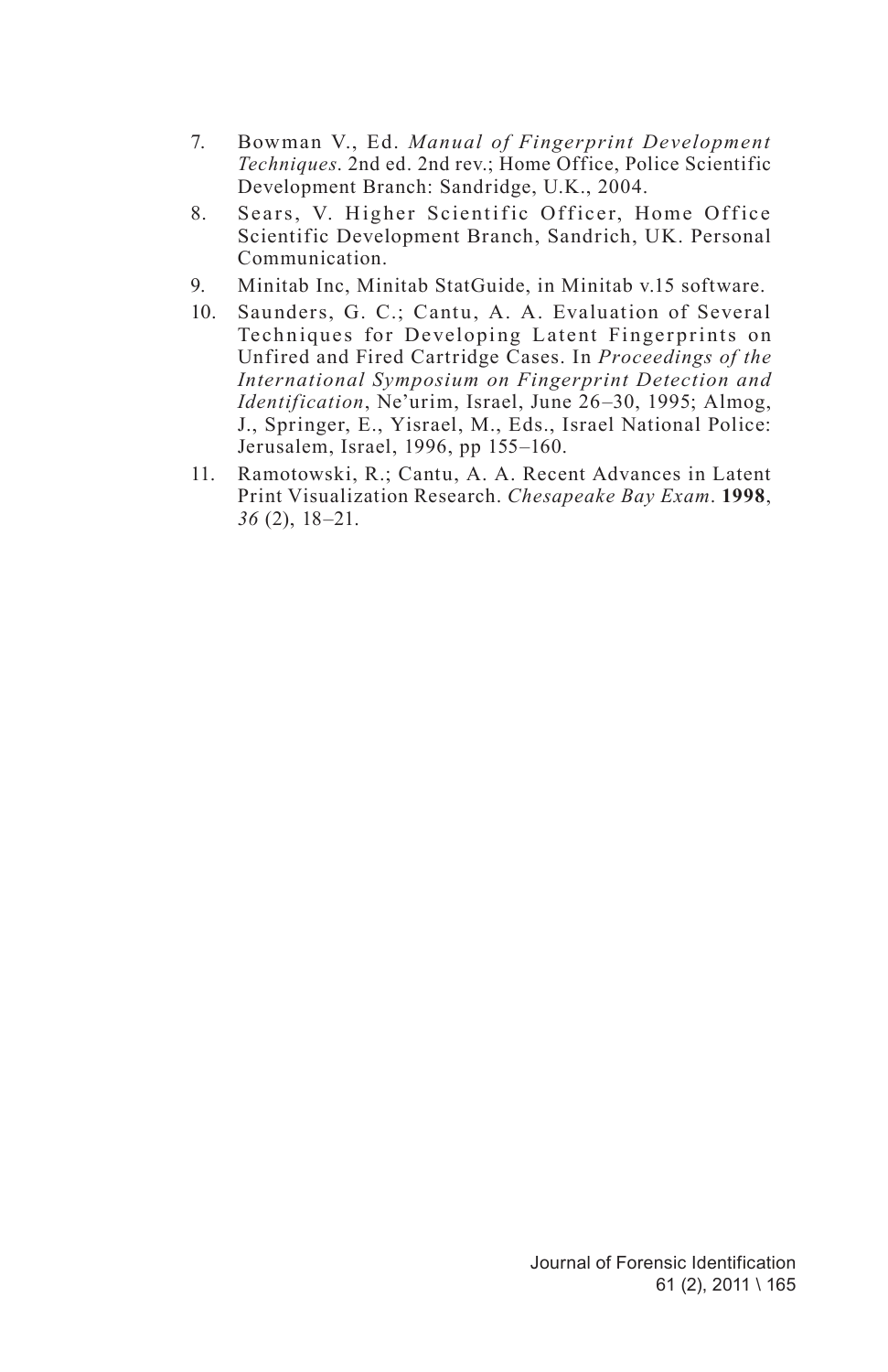7. Bowman V., Ed. *Manual of Fingerprint Development Techniques*. 2nd ed. 2nd rev.; Home Office, Police Scientific Development Branch: Sandridge, U.K., 2004.
8. Sears, V. Higher Scientific Officer, Home Office Scientific Development Branch, Sandrich, UK. Personal Communication.
9. Minitab Inc, Minitab StatGuide, in Minitab v.15 software.
10. Saunders, G. C.; Cantu, A. A. Evaluation of Several Techniques for Developing Latent Fingerprints on Unfired and Fired Cartridge Cases. In *Proceedings of the International Symposium on Fingerprint Detection and Identification*, Ne'urim, Israel, June 26–30, 1995; Almog, J., Springer, E., Yisrael, M., Eds., Israel National Police: Jerusalem, Israel, 1996, pp 155–160.
11. Ramotowski, R.; Cantu, A. A. Recent Advances in Latent Print Visualization Research. *Chesapeake Bay Exam*. **1998**, *36* (2), 18–21.